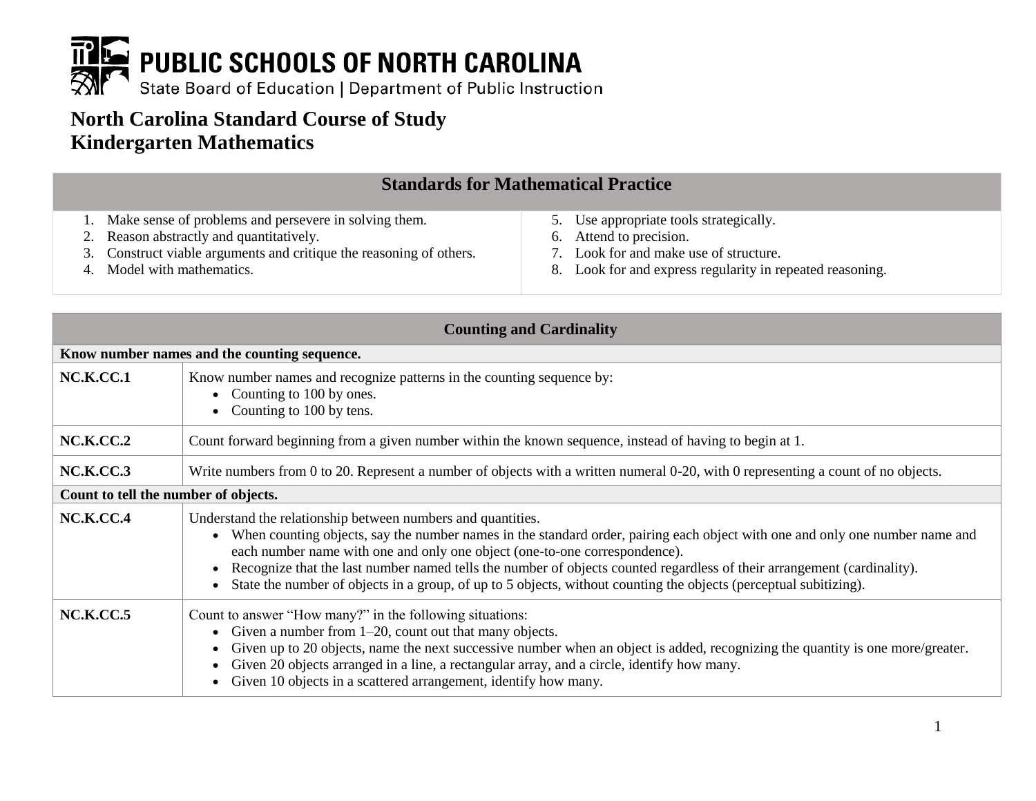**PUBLIC SCHOOLS OF NORTH CAROLINA**
State Board of Education | Department of Public Instruction

# North Carolina Standard Course of Study
# Kindergarten Mathematics

| Standards for Mathematical Practice | |
|---|---|
| 1. Make sense of problems and persevere in solving them.<br>2. Reason abstractly and quantitatively.<br>3. Construct viable arguments and critique the reasoning of others.<br>4. Model with mathematics. | 5. Use appropriate tools strategically.<br>6. Attend to precision.<br>7. Look for and make use of structure.<br>8. Look for and express regularity in repeated reasoning. |

| Counting and Cardinality | |
|---|---|
| **Know number names and the counting sequence.** | |
| **NC.K.CC.1** | Know number names and recognize patterns in the counting sequence by:<br>• Counting to 100 by ones.<br>• Counting to 100 by tens. |
| **NC.K.CC.2** | Count forward beginning from a given number within the known sequence, instead of having to begin at 1. |
| **NC.K.CC.3** | Write numbers from 0 to 20. Represent a number of objects with a written numeral 0-20, with 0 representing a count of no objects. |
| **Count to tell the number of objects.** | |
| **NC.K.CC.4** | Understand the relationship between numbers and quantities.<br>• When counting objects, say the number names in the standard order, pairing each object with one and only one number name and each number name with one and only one object (one-to-one correspondence).<br>• Recognize that the last number named tells the number of objects counted regardless of their arrangement (cardinality).<br>• State the number of objects in a group, of up to 5 objects, without counting the objects (perceptual subitizing). |
| **NC.K.CC.5** | Count to answer "How many?" in the following situations:<br>• Given a number from 1–20, count out that many objects.<br>• Given up to 20 objects, name the next successive number when an object is added, recognizing the quantity is one more/greater.<br>• Given 20 objects arranged in a line, a rectangular array, and a circle, identify how many.<br>• Given 10 objects in a scattered arrangement, identify how many. |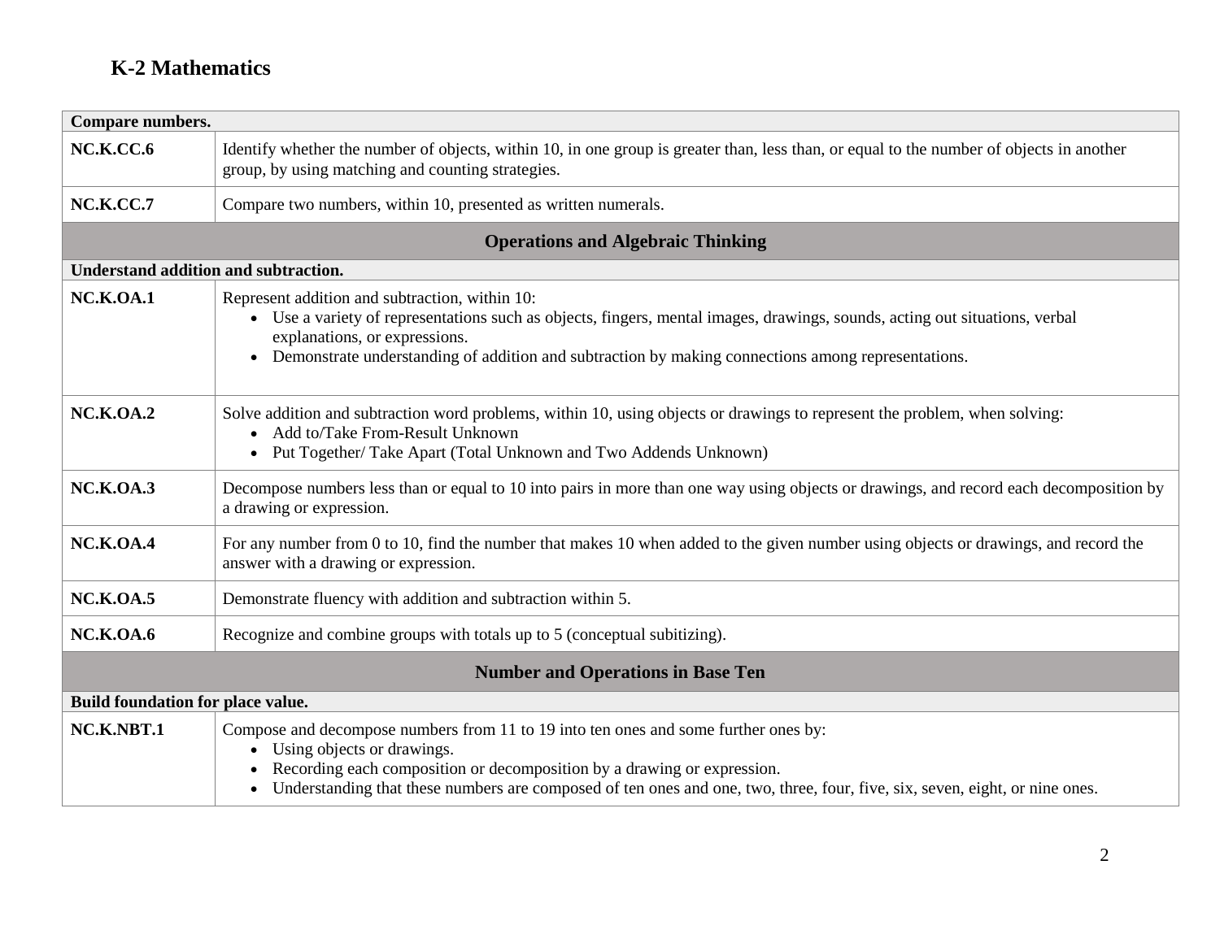## K-2 Mathematics

| Compare numbers. | |
|---|---|
| **NC.K.CC.6** | Identify whether the number of objects, within 10, in one group is greater than, less than, or equal to the number of objects in another group, by using matching and counting strategies. |
| **NC.K.CC.7** | Compare two numbers, within 10, presented as written numerals. |
| **Operations and Algebraic Thinking** | |
| **Understand addition and subtraction.** | |
| **NC.K.OA.1** | Represent addition and subtraction, within 10: <br>• Use a variety of representations such as objects, fingers, mental images, drawings, sounds, acting out situations, verbal explanations, or expressions. <br>• Demonstrate understanding of addition and subtraction by making connections among representations. |
| **NC.K.OA.2** | Solve addition and subtraction word problems, within 10, using objects or drawings to represent the problem, when solving: <br>• Add to/Take From-Result Unknown <br>• Put Together/ Take Apart (Total Unknown and Two Addends Unknown) |
| **NC.K.OA.3** | Decompose numbers less than or equal to 10 into pairs in more than one way using objects or drawings, and record each decomposition by a drawing or expression. |
| **NC.K.OA.4** | For any number from 0 to 10, find the number that makes 10 when added to the given number using objects or drawings, and record the answer with a drawing or expression. |
| **NC.K.OA.5** | Demonstrate fluency with addition and subtraction within 5. |
| **NC.K.OA.6** | Recognize and combine groups with totals up to 5 (conceptual subitizing). |
| **Number and Operations in Base Ten** | |
| **Build foundation for place value.** | |
| **NC.K.NBT.1** | Compose and decompose numbers from 11 to 19 into ten ones and some further ones by: <br>• Using objects or drawings. <br>• Recording each composition or decomposition by a drawing or expression. <br>• Understanding that these numbers are composed of ten ones and one, two, three, four, five, six, seven, eight, or nine ones. |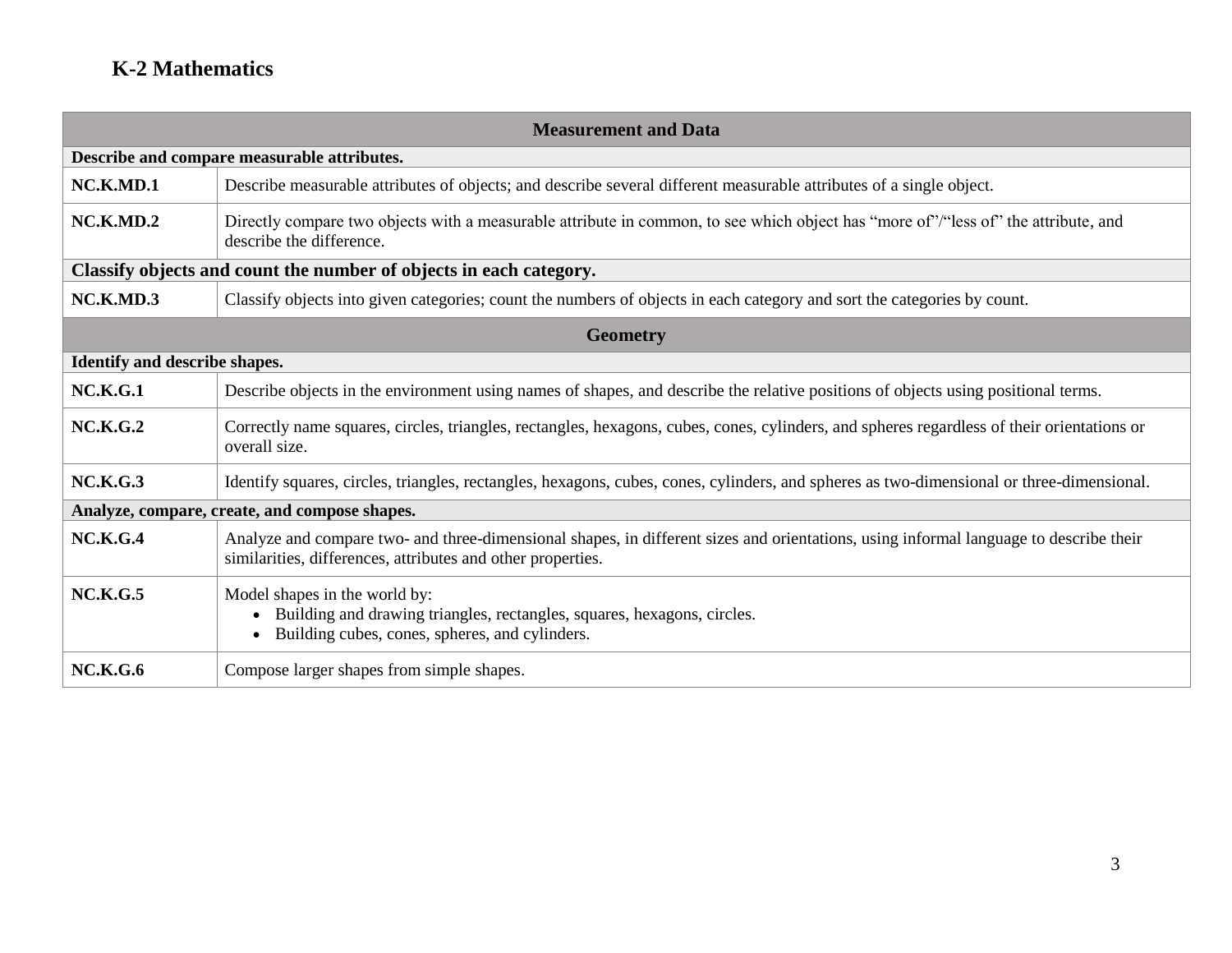# K-2 Mathematics

| Measurement and Data | |
|---|---|
| **Describe and compare measurable attributes.** | |
| **NC.K.MD.1** | Describe measurable attributes of objects; and describe several different measurable attributes of a single object. |
| **NC.K.MD.2** | Directly compare two objects with a measurable attribute in common, to see which object has "more of"/"less of" the attribute, and describe the difference. |
| **Classify objects and count the number of objects in each category.** | |
| **NC.K.MD.3** | Classify objects into given categories; count the numbers of objects in each category and sort the categories by count. |

| Geometry | |
|---|---|
| **Identify and describe shapes.** | |
| **NC.K.G.1** | Describe objects in the environment using names of shapes, and describe the relative positions of objects using positional terms. |
| **NC.K.G.2** | Correctly name squares, circles, triangles, rectangles, hexagons, cubes, cones, cylinders, and spheres regardless of their orientations or overall size. |
| **NC.K.G.3** | Identify squares, circles, triangles, rectangles, hexagons, cubes, cones, cylinders, and spheres as two-dimensional or three-dimensional. |
| **Analyze, compare, create, and compose shapes.** | |
| **NC.K.G.4** | Analyze and compare two- and three-dimensional shapes, in different sizes and orientations, using informal language to describe their similarities, differences, attributes and other properties. |
| **NC.K.G.5** | Model shapes in the world by:<br>• Building and drawing triangles, rectangles, squares, hexagons, circles.<br>• Building cubes, cones, spheres, and cylinders. |
| **NC.K.G.6** | Compose larger shapes from simple shapes. |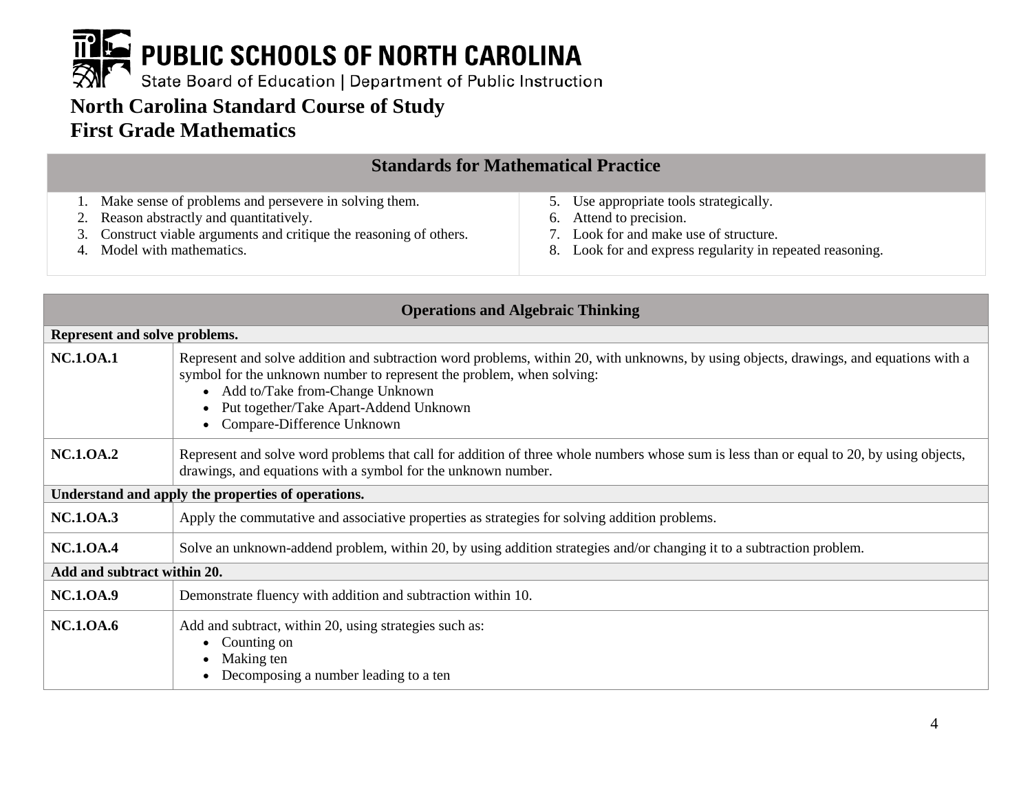PUBLIC SCHOOLS OF NORTH CAROLINA

State Board of Education | Department of Public Instruction

# North Carolina Standard Course of Study
# First Grade Mathematics

## Standards for Mathematical Practice

1. Make sense of problems and persevere in solving them.
2. Reason abstractly and quantitatively.
3. Construct viable arguments and critique the reasoning of others.
4. Model with mathematics.
5. Use appropriate tools strategically.
6. Attend to precision.
7. Look for and make use of structure.
8. Look for and express regularity in repeated reasoning.

## Operations and Algebraic Thinking

| Operations and Algebraic Thinking | |
|---|---|
| **Represent and solve problems.** | |
| **NC.1.OA.1** | Represent and solve addition and subtraction word problems, within 20, with unknowns, by using objects, drawings, and equations with a symbol for the unknown number to represent the problem, when solving:<br>• Add to/Take from-Change Unknown<br>• Put together/Take Apart-Addend Unknown<br>• Compare-Difference Unknown |
| **NC.1.OA.2** | Represent and solve word problems that call for addition of three whole numbers whose sum is less than or equal to 20, by using objects, drawings, and equations with a symbol for the unknown number. |
| **Understand and apply the properties of operations.** | |
| **NC.1.OA.3** | Apply the commutative and associative properties as strategies for solving addition problems. |
| **NC.1.OA.4** | Solve an unknown-addend problem, within 20, by using addition strategies and/or changing it to a subtraction problem. |
| **Add and subtract within 20.** | |
| **NC.1.OA.9** | Demonstrate fluency with addition and subtraction within 10. |
| **NC.1.OA.6** | Add and subtract, within 20, using strategies such as:<br>• Counting on<br>• Making ten<br>• Decomposing a number leading to a ten |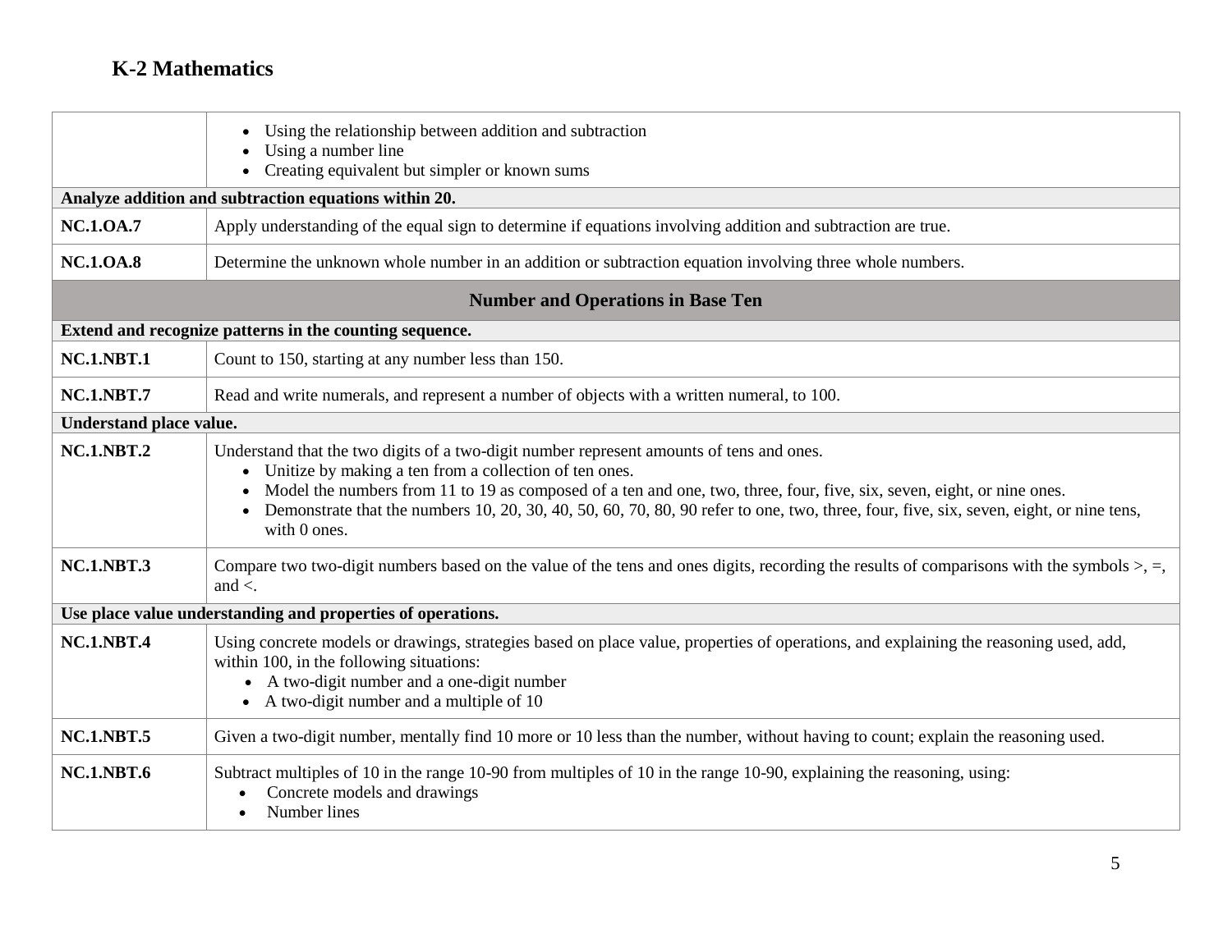## K-2 Mathematics

| | |
|---|---|
| | • Using the relationship between addition and subtraction<br>• Using a number line<br>• Creating equivalent but simpler or known sums |
| **Analyze addition and subtraction equations within 20.** | |
| **NC.1.OA.7** | Apply understanding of the equal sign to determine if equations involving addition and subtraction are true. |
| **NC.1.OA.8** | Determine the unknown whole number in an addition or subtraction equation involving three whole numbers. |
| **Number and Operations in Base Ten** | |
| **Extend and recognize patterns in the counting sequence.** | |
| **NC.1.NBT.1** | Count to 150, starting at any number less than 150. |
| **NC.1.NBT.7** | Read and write numerals, and represent a number of objects with a written numeral, to 100. |
| **Understand place value.** | |
| **NC.1.NBT.2** | Understand that the two digits of a two-digit number represent amounts of tens and ones.<br>• Unitize by making a ten from a collection of ten ones.<br>• Model the numbers from 11 to 19 as composed of a ten and one, two, three, four, five, six, seven, eight, or nine ones.<br>• Demonstrate that the numbers 10, 20, 30, 40, 50, 60, 70, 80, 90 refer to one, two, three, four, five, six, seven, eight, or nine tens, with 0 ones. |
| **NC.1.NBT.3** | Compare two two-digit numbers based on the value of the tens and ones digits, recording the results of comparisons with the symbols >, =, and <. |
| **Use place value understanding and properties of operations.** | |
| **NC.1.NBT.4** | Using concrete models or drawings, strategies based on place value, properties of operations, and explaining the reasoning used, add, within 100, in the following situations:<br>• A two-digit number and a one-digit number<br>• A two-digit number and a multiple of 10 |
| **NC.1.NBT.5** | Given a two-digit number, mentally find 10 more or 10 less than the number, without having to count; explain the reasoning used. |
| **NC.1.NBT.6** | Subtract multiples of 10 in the range 10-90 from multiples of 10 in the range 10-90, explaining the reasoning, using:<br>• Concrete models and drawings<br>• Number lines |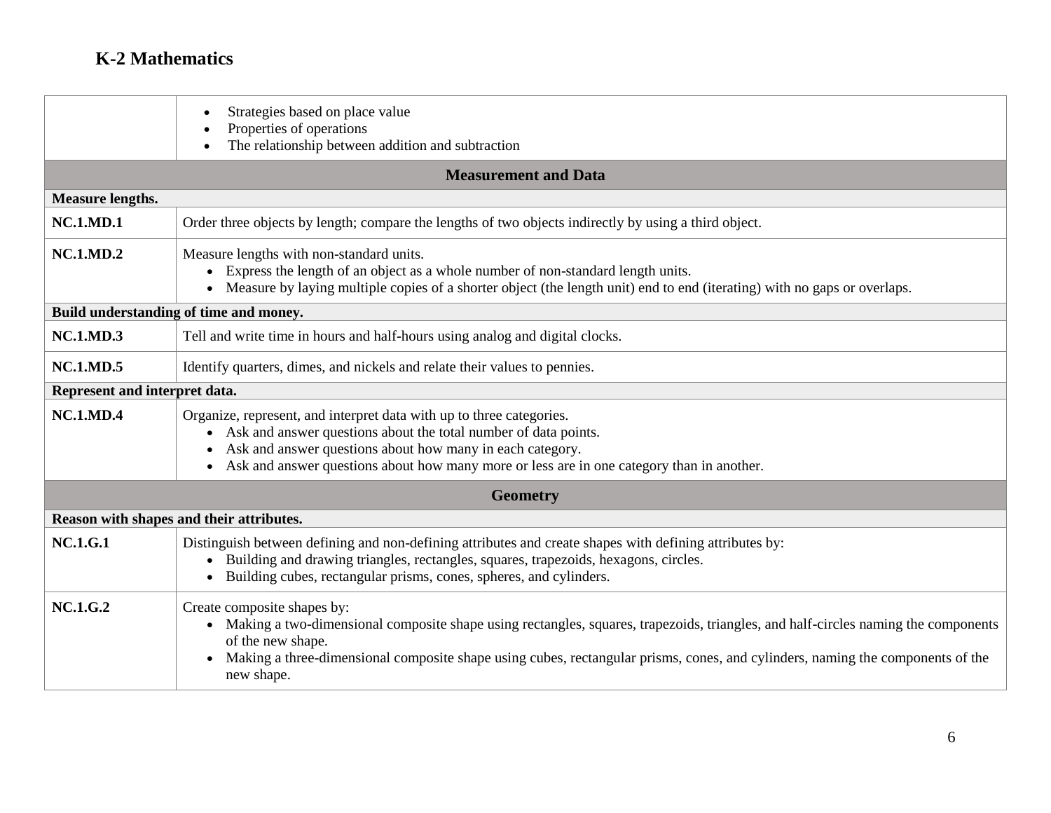## K-2 Mathematics

| | |
|---|---|
| | • Strategies based on place value<br>• Properties of operations<br>• The relationship between addition and subtraction |
| **Measurement and Data** | |
| **Measure lengths.** | |
| **NC.1.MD.1** | Order three objects by length; compare the lengths of two objects indirectly by using a third object. |
| **NC.1.MD.2** | Measure lengths with non-standard units.<br>• Express the length of an object as a whole number of non-standard length units.<br>• Measure by laying multiple copies of a shorter object (the length unit) end to end (iterating) with no gaps or overlaps. |
| **Build understanding of time and money.** | |
| **NC.1.MD.3** | Tell and write time in hours and half-hours using analog and digital clocks. |
| **NC.1.MD.5** | Identify quarters, dimes, and nickels and relate their values to pennies. |
| **Represent and interpret data.** | |
| **NC.1.MD.4** | Organize, represent, and interpret data with up to three categories.<br>• Ask and answer questions about the total number of data points.<br>• Ask and answer questions about how many in each category.<br>• Ask and answer questions about how many more or less are in one category than in another. |
| **Geometry** | |
| **Reason with shapes and their attributes.** | |
| **NC.1.G.1** | Distinguish between defining and non-defining attributes and create shapes with defining attributes by:<br>• Building and drawing triangles, rectangles, squares, trapezoids, hexagons, circles.<br>• Building cubes, rectangular prisms, cones, spheres, and cylinders. |
| **NC.1.G.2** | Create composite shapes by:<br>• Making a two-dimensional composite shape using rectangles, squares, trapezoids, triangles, and half-circles naming the components of the new shape.<br>• Making a three-dimensional composite shape using cubes, rectangular prisms, cones, and cylinders, naming the components of the new shape. |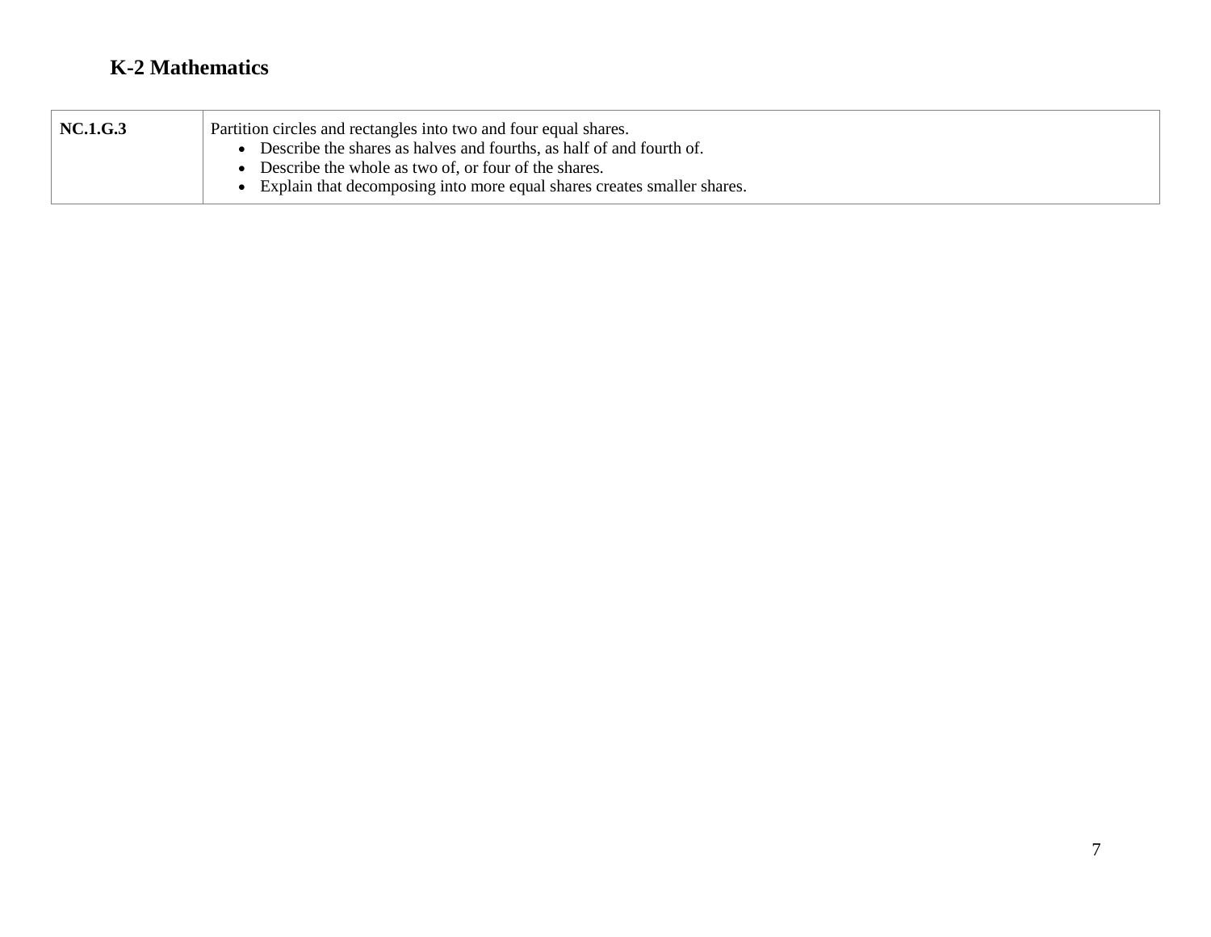## K-2 Mathematics

| | |
|---|---|
| **NC.1.G.3** | Partition circles and rectangles into two and four equal shares.<br>• Describe the shares as halves and fourths, as half of and fourth of.<br>• Describe the whole as two of, or four of the shares.<br>• Explain that decomposing into more equal shares creates smaller shares. |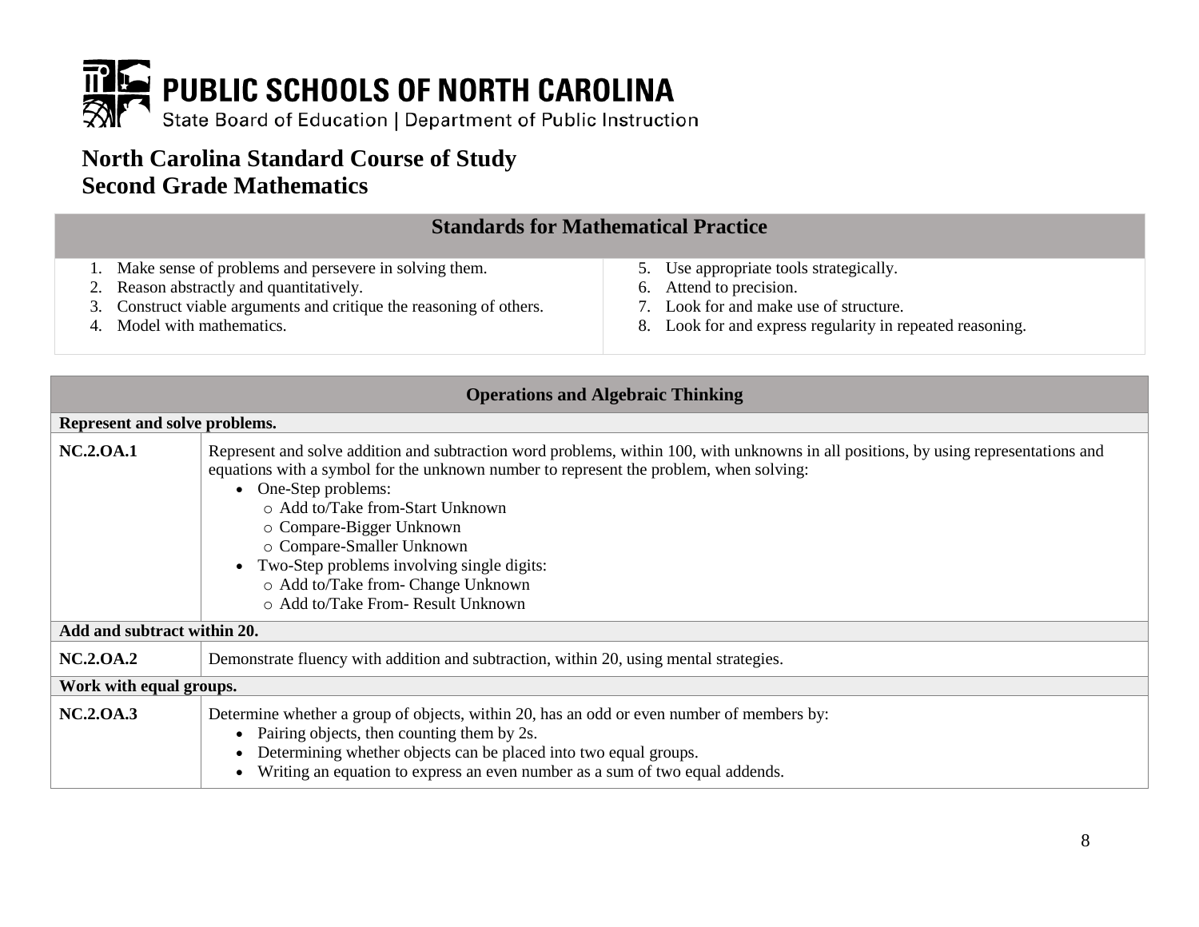PUBLIC SCHOOLS OF NORTH CAROLINA
State Board of Education | Department of Public Instruction

# North Carolina Standard Course of Study
# Second Grade Mathematics

| Standards for Mathematical Practice | |
|---|---|
| 1. Make sense of problems and persevere in solving them.<br>2. Reason abstractly and quantitatively.<br>3. Construct viable arguments and critique the reasoning of others.<br>4. Model with mathematics. | 5. Use appropriate tools strategically.<br>6. Attend to precision.<br>7. Look for and make use of structure.<br>8. Look for and express regularity in repeated reasoning. |

| Operations and Algebraic Thinking | |
|---|---|
| **Represent and solve problems.** | |
| **NC.2.OA.1** | Represent and solve addition and subtraction word problems, within 100, with unknowns in all positions, by using representations and equations with a symbol for the unknown number to represent the problem, when solving:<br>• One-Step problems:<br>  ○ Add to/Take from-Start Unknown<br>  ○ Compare-Bigger Unknown<br>  ○ Compare-Smaller Unknown<br>• Two-Step problems involving single digits:<br>  ○ Add to/Take from- Change Unknown<br>  ○ Add to/Take From- Result Unknown |
| **Add and subtract within 20.** | |
| **NC.2.OA.2** | Demonstrate fluency with addition and subtraction, within 20, using mental strategies. |
| **Work with equal groups.** | |
| **NC.2.OA.3** | Determine whether a group of objects, within 20, has an odd or even number of members by:<br>• Pairing objects, then counting them by 2s.<br>• Determining whether objects can be placed into two equal groups.<br>• Writing an equation to express an even number as a sum of two equal addends. |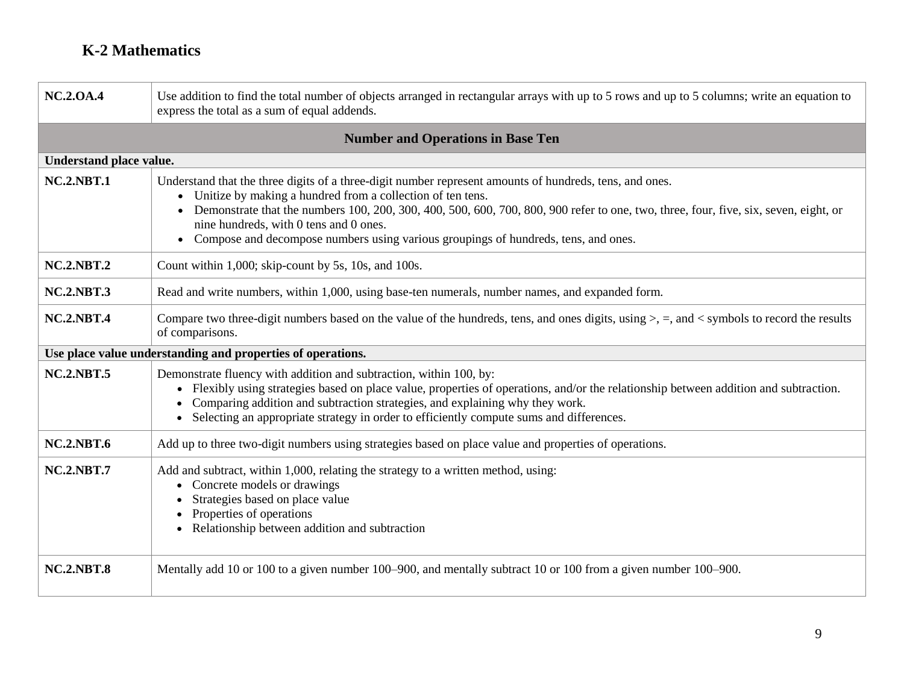## K-2 Mathematics

| | |
|---|---|
| **NC.2.OA.4** | Use addition to find the total number of objects arranged in rectangular arrays with up to 5 rows and up to 5 columns; write an equation to express the total as a sum of equal addends. |
| **Number and Operations in Base Ten** | |
| **Understand place value.** | |
| **NC.2.NBT.1** | Understand that the three digits of a three-digit number represent amounts of hundreds, tens, and ones.<br>• Unitize by making a hundred from a collection of ten tens.<br>• Demonstrate that the numbers 100, 200, 300, 400, 500, 600, 700, 800, 900 refer to one, two, three, four, five, six, seven, eight, or nine hundreds, with 0 tens and 0 ones.<br>• Compose and decompose numbers using various groupings of hundreds, tens, and ones. |
| **NC.2.NBT.2** | Count within 1,000; skip-count by 5s, 10s, and 100s. |
| **NC.2.NBT.3** | Read and write numbers, within 1,000, using base-ten numerals, number names, and expanded form. |
| **NC.2.NBT.4** | Compare two three-digit numbers based on the value of the hundreds, tens, and ones digits, using >, =, and < symbols to record the results of comparisons. |
| **Use place value understanding and properties of operations.** | |
| **NC.2.NBT.5** | Demonstrate fluency with addition and subtraction, within 100, by:<br>• Flexibly using strategies based on place value, properties of operations, and/or the relationship between addition and subtraction.<br>• Comparing addition and subtraction strategies, and explaining why they work.<br>• Selecting an appropriate strategy in order to efficiently compute sums and differences. |
| **NC.2.NBT.6** | Add up to three two-digit numbers using strategies based on place value and properties of operations. |
| **NC.2.NBT.7** | Add and subtract, within 1,000, relating the strategy to a written method, using:<br>• Concrete models or drawings<br>• Strategies based on place value<br>• Properties of operations<br>• Relationship between addition and subtraction |
| **NC.2.NBT.8** | Mentally add 10 or 100 to a given number 100–900, and mentally subtract 10 or 100 from a given number 100–900. |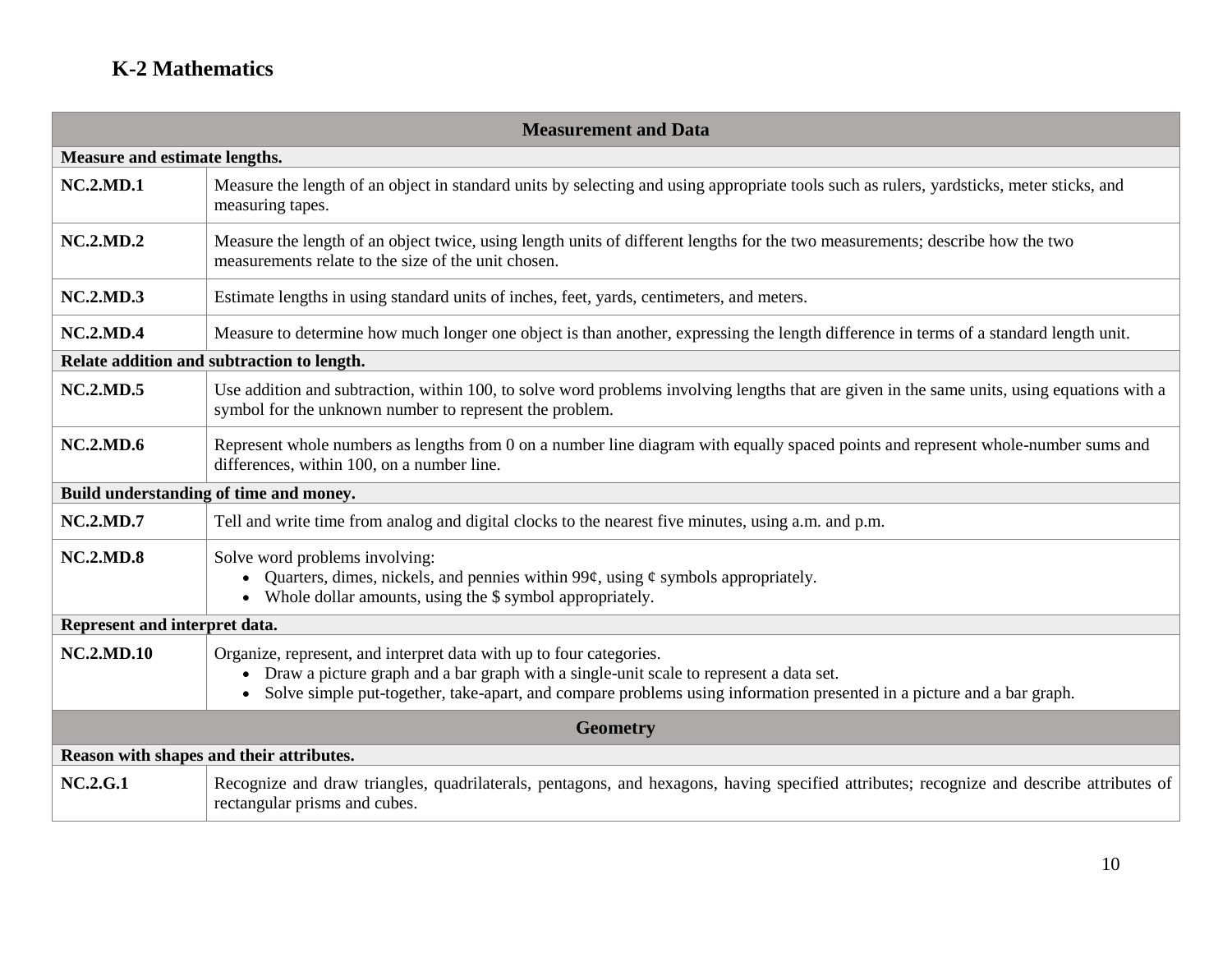## K-2 Mathematics

| Measurement and Data | |
|---|---|
| **Measure and estimate lengths.** | |
| **NC.2.MD.1** | Measure the length of an object in standard units by selecting and using appropriate tools such as rulers, yardsticks, meter sticks, and measuring tapes. |
| **NC.2.MD.2** | Measure the length of an object twice, using length units of different lengths for the two measurements; describe how the two measurements relate to the size of the unit chosen. |
| **NC.2.MD.3** | Estimate lengths in using standard units of inches, feet, yards, centimeters, and meters. |
| **NC.2.MD.4** | Measure to determine how much longer one object is than another, expressing the length difference in terms of a standard length unit. |
| **Relate addition and subtraction to length.** | |
| **NC.2.MD.5** | Use addition and subtraction, within 100, to solve word problems involving lengths that are given in the same units, using equations with a symbol for the unknown number to represent the problem. |
| **NC.2.MD.6** | Represent whole numbers as lengths from 0 on a number line diagram with equally spaced points and represent whole-number sums and differences, within 100, on a number line. |
| **Build understanding of time and money.** | |
| **NC.2.MD.7** | Tell and write time from analog and digital clocks to the nearest five minutes, using a.m. and p.m. |
| **NC.2.MD.8** | Solve word problems involving:<br>• Quarters, dimes, nickels, and pennies within 99¢, using ¢ symbols appropriately.<br>• Whole dollar amounts, using the $ symbol appropriately. |
| **Represent and interpret data.** | |
| **NC.2.MD.10** | Organize, represent, and interpret data with up to four categories.<br>• Draw a picture graph and a bar graph with a single-unit scale to represent a data set.<br>• Solve simple put-together, take-apart, and compare problems using information presented in a picture and a bar graph. |
| **Geometry** | |
| **Reason with shapes and their attributes.** | |
| **NC.2.G.1** | Recognize and draw triangles, quadrilaterals, pentagons, and hexagons, having specified attributes; recognize and describe attributes of rectangular prisms and cubes. |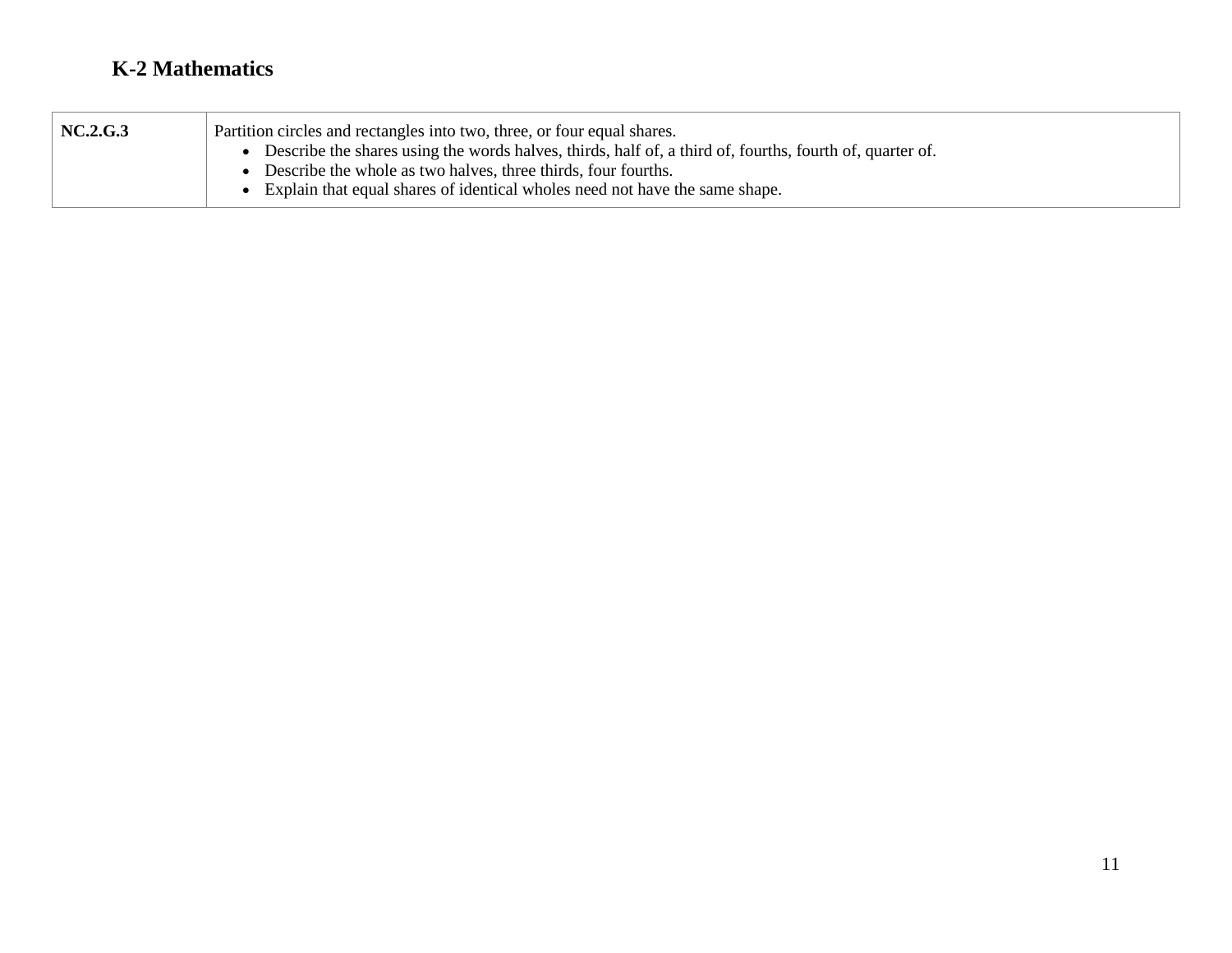## K-2 Mathematics

| | |
|---|---|
| **NC.2.G.3** | Partition circles and rectangles into two, three, or four equal shares.<br>• Describe the shares using the words halves, thirds, half of, a third of, fourths, fourth of, quarter of.<br>• Describe the whole as two halves, three thirds, four fourths.<br>• Explain that equal shares of identical wholes need not have the same shape. |